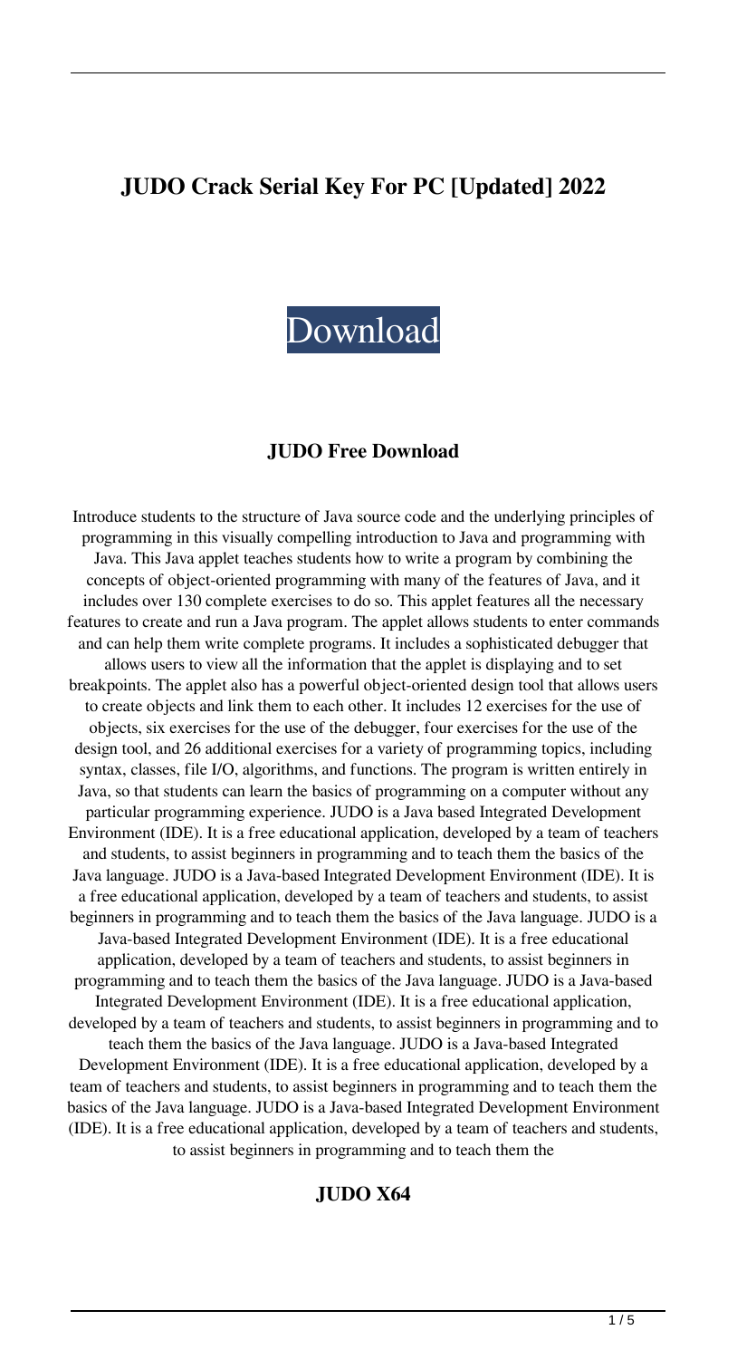# JUDO Crack Serial Key For PC [Updated] 2022

Download

## JUDO Free Download

Introduce students to the structure of Java source code and the underlying principles of programming in this visually compelling introduction to Java and programming with Java. This Java applet teaches students how to write a program by combining the concepts of object-oriented programming with many of the features of Java, and it includes over 130 complete exercises to do so. This applet features all the necessary features to create and run a Java program. The applet allows students to enter commands and can help them write complete programs. It includes a sophisticated debugger that allows users to view all the information that the applet is displaying and to set breakpoints. The applet also has a powerful object-oriented design tool that allows users to create objects and link them to each other. It includes 12 exercises for the use of objects, six exercises for the use of the debugger, four exercises for the use of the design tool, and 26 additional exercises for a variety of programming topics, including syntax, classes, file I/O, algorithms, and functions. The program is written entirely in Java, so that students can learn the basics of programming on a computer without any particular programming experience. JUDO is a Java based Integrated Development Environment (IDE). It is a free educational application, developed by a team of teachers and students, to assist beginners in programming and to teach them the basics of the Java language. JUDO is a Java-based Integrated Development Environment (IDE). It is a free educational application, developed by a team of teachers and students, to assist beginners in programming and to teach them the basics of the Java language. JUDO is a Java-based Integrated Development Environment (IDE). It is a free educational application, developed by a team of teachers and students, to assist beginners in programming and to teach them the basics of the Java language. JUDO is a Java-based Integrated Development Environment (IDE). It is a free educational application, developed by a team of teachers and students, to assist beginners in programming and to teach them the basics of the Java language. JUDO is a Java-based Integrated Development Environment (IDE). It is a free educational application, developed by a team of teachers and students, to assist beginners in programming and to teach them the basics of the Java language. JUDO is a Java-based Integrated Development Environment (IDE). It is a free educational application, developed by a team of teachers and students, to assist beginners in programming and to teach them the

## JUDO X64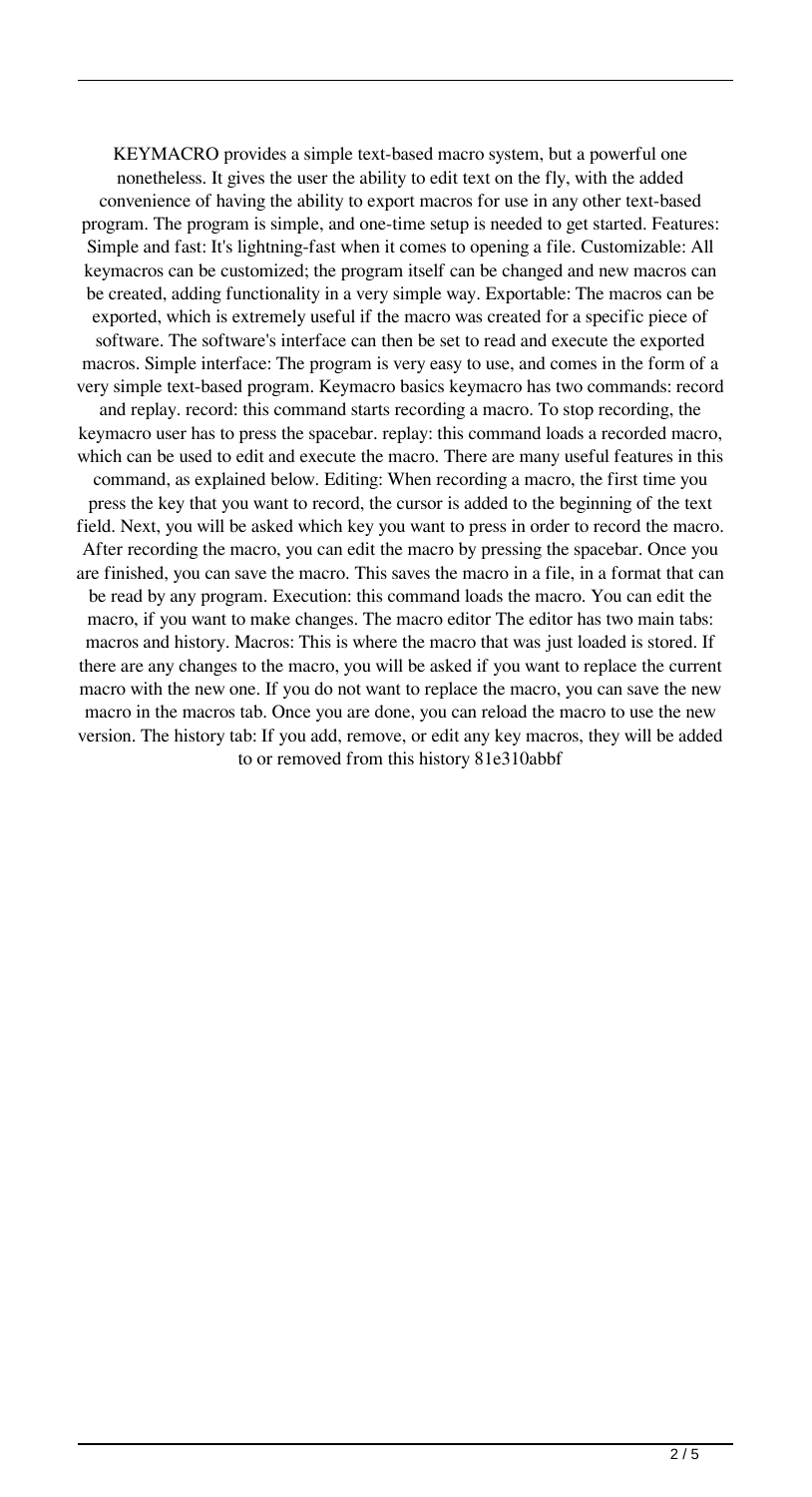KEYMACRO provides a simple text-based macro system, but a powerful one nonetheless. It gives the user the ability to edit text on the fly, with the added convenience of having the ability to export macros for use in any other text-based program. The program is simple, and one-time setup is needed to get started. Features: Simple and fast: It's lightning-fast when it comes to opening a file. Customizable: All keymacros can be customized; the program itself can be changed and new macros can be created, adding functionality in a very simple way. Exportable: The macros can be exported, which is extremely useful if the macro was created for a specific piece of software. The software's interface can then be set to read and execute the exported macros. Simple interface: The program is very easy to use, and comes in the form of a very simple text-based program. Keymacro basics keymacro has two commands: record and replay. record: this command starts recording a macro. To stop recording, the keymacro user has to press the spacebar. replay: this command loads a recorded macro, which can be used to edit and execute the macro. There are many useful features in this command, as explained below. Editing: When recording a macro, the first time you press the key that you want to record, the cursor is added to the beginning of the text field. Next, you will be asked which key you want to press in order to record the macro. After recording the macro, you can edit the macro by pressing the spacebar. Once you are finished, you can save the macro. This saves the macro in a file, in a format that can be read by any program. Execution: this command loads the macro. You can edit the macro, if you want to make changes. The macro editor The editor has two main tabs: macros and history. Macros: This is where the macro that was just loaded is stored. If there are any changes to the macro, you will be asked if you want to replace the current macro with the new one. If you do not want to replace the macro, you can save the new macro in the macros tab. Once you are done, you can reload the macro to use the new version. The history tab: If you add, remove, or edit any key macros, they will be added to or removed from this history 81e310abbf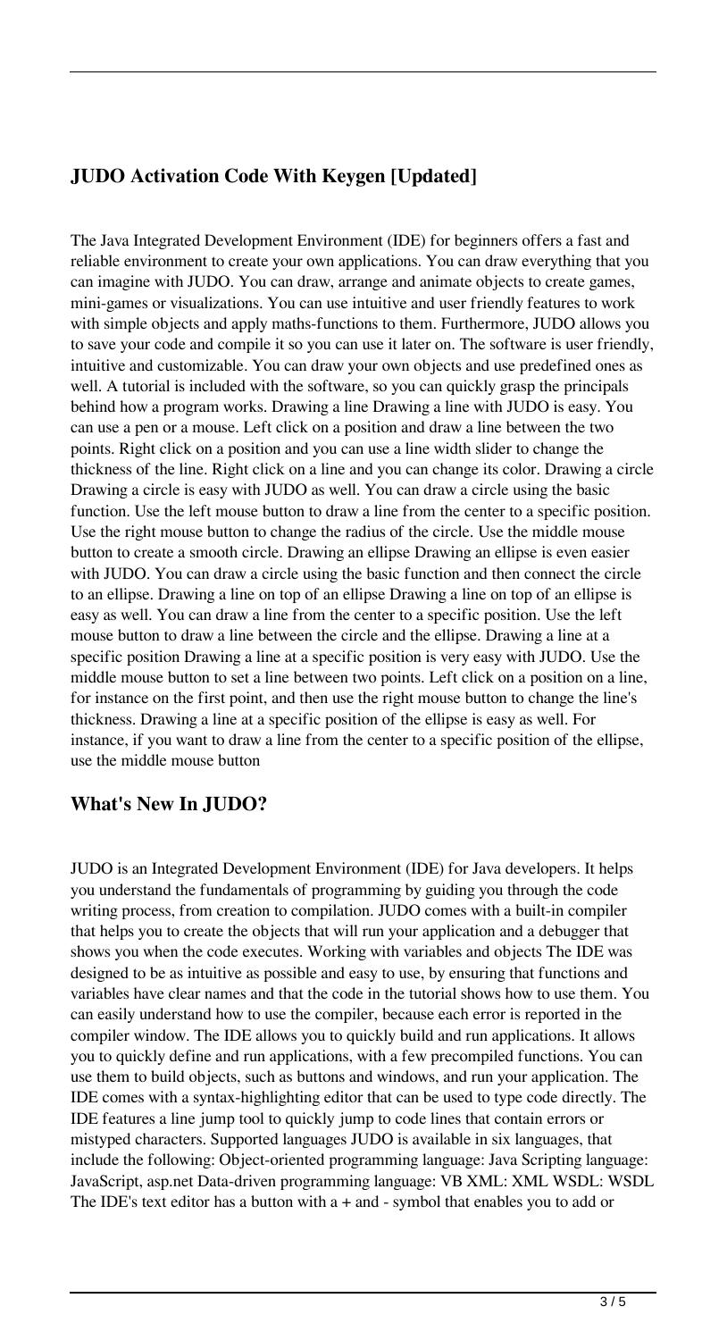## JUDO Activation Code With Keygen [Updated]

The Java Integrated Development Environment (IDE) for beginners offers a fast and reliable environment to create your own applications. You can draw everything that you can imagine with JUDO. You can draw, arrange and animate objects to create games, mini-games or visualizations. You can use intuitive and user friendly features to work with simple objects and apply maths-functions to them. Furthermore, JUDO allows you to save your code and compile it so you can use it later on. The software is user friendly, intuitive and customizable. You can draw your own objects and use predefined ones as well. A tutorial is included with the software, so you can quickly grasp the principals behind how a program works. Drawing a line Drawing a line with JUDO is easy. You can use a pen or a mouse. Left click on a position and draw a line between the two points. Right click on a position and you can use a line width slider to change the thickness of the line. Right click on a line and you can change its color. Drawing a circle Drawing a circle is easy with JUDO as well. You can draw a circle using the basic function. Use the left mouse button to draw a line from the center to a specific position. Use the right mouse button to change the radius of the circle. Use the middle mouse button to create a smooth circle. Drawing an ellipse Drawing an ellipse is even easier with JUDO. You can draw a circle using the basic function and then connect the circle to an ellipse. Drawing a line on top of an ellipse Drawing a line on top of an ellipse is easy as well. You can draw a line from the center to a specific position. Use the left mouse button to draw a line between the circle and the ellipse. Drawing a line at a specific position Drawing a line at a specific position is very easy with JUDO. Use the middle mouse button to set a line between two points. Left click on a position on a line, for instance on the first point, and then use the right mouse button to change the line's thickness. Drawing a line at a specific position of the ellipse is easy as well. For instance, if you want to draw a line from the center to a specific position of the ellipse, use the middle mouse button

## What's New In JUDO?

JUDO is an Integrated Development Environment (IDE) for Java developers. It helps you understand the fundamentals of programming by guiding you through the code writing process, from creation to compilation. JUDO comes with a built-in compiler that helps you to create the objects that will run your application and a debugger that shows you when the code executes. Working with variables and objects The IDE was designed to be as intuitive as possible and easy to use, by ensuring that functions and variables have clear names and that the code in the tutorial shows how to use them. You can easily understand how to use the compiler, because each error is reported in the compiler window. The IDE allows you to quickly build and run applications. It allows you to quickly define and run applications, with a few precompiled functions. You can use them to build objects, such as buttons and windows, and run your application. The IDE comes with a syntax-highlighting editor that can be used to type code directly. The IDE features a line jump tool to quickly jump to code lines that contain errors or mistyped characters. Supported languages JUDO is available in six languages, that include the following: Object-oriented programming language: Java Scripting language: JavaScript, asp.net Data-driven programming language: VB XML: XML WSDL: WSDL The IDE's text editor has a button with a + and - symbol that enables you to add or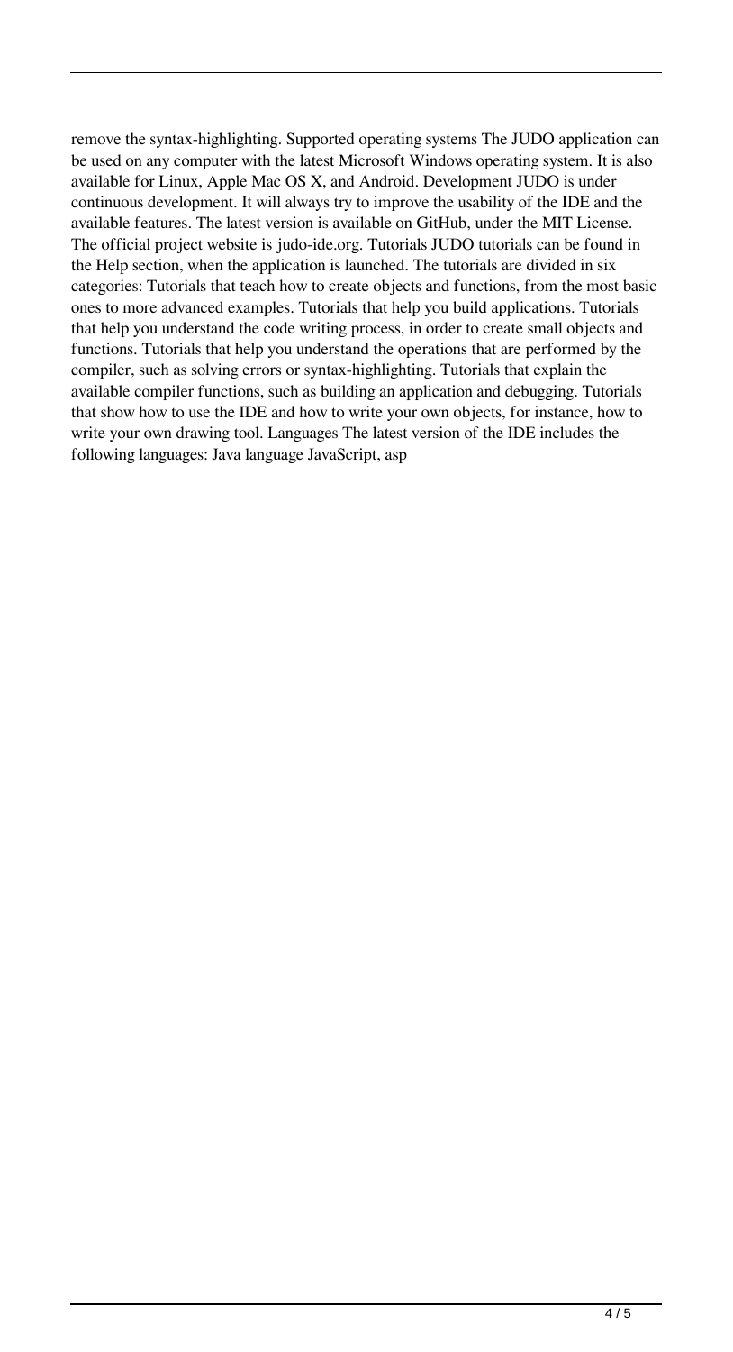remove the syntax-highlighting. Supported operating systems The JUDO application can be used on any computer with the latest Microsoft Windows operating system. It is also available for Linux, Apple Mac OS X, and Android. Development JUDO is under continuous development. It will always try to improve the usability of the IDE and the available features. The latest version is available on GitHub, under the MIT License. The official project website is judo-ide.org. Tutorials JUDO tutorials can be found in the Help section, when the application is launched. The tutorials are divided in six categories: Tutorials that teach how to create objects and functions, from the most basic ones to more advanced examples. Tutorials that help you build applications. Tutorials that help you understand the code writing process, in order to create small objects and functions. Tutorials that help you understand the operations that are performed by the compiler, such as solving errors or syntax-highlighting. Tutorials that explain the available compiler functions, such as building an application and debugging. Tutorials that show how to use the IDE and how to write your own objects, for instance, how to write your own drawing tool. Languages The latest version of the IDE includes the following languages: Java language JavaScript, asp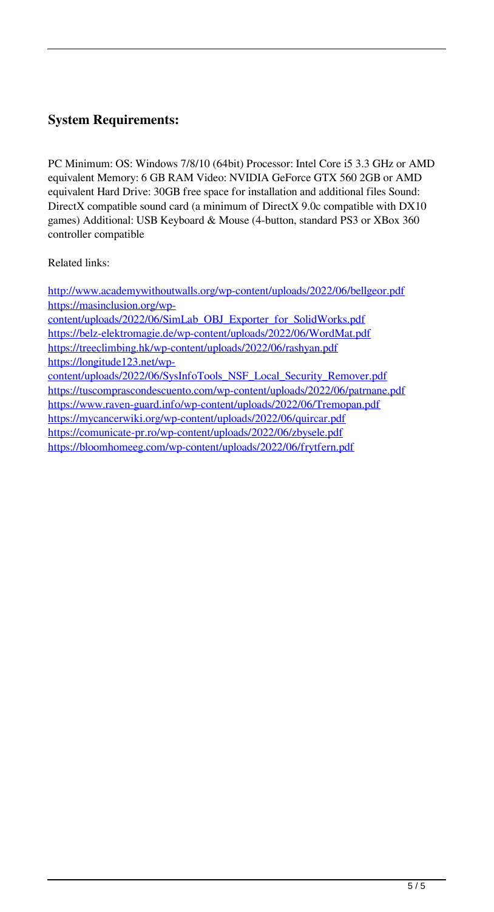## System Requirements:

PC Minimum: OS: Windows 7/8/10 (64bit) Processor: Intel Core i5 3.3 GHz or AMD equivalent Memory: 6 GB RAM Video: NVIDIA GeForce GTX 560 2GB or AMD equivalent Hard Drive: 30GB free space for installation and additional files Sound: DirectX compatible sound card (a minimum of DirectX 9.0c compatible with DX10 games) Additional: USB Keyboard & Mouse (4-button, standard PS3 or XBox 360 controller compatible

Related links:

http://www.academywithoutwalls.org/wp-content/uploads/2022/06/bellgeor.pdf
https://masinclusion.org/wp-content/uploads/2022/06/SimLab_OBJ_Exporter_for_SolidWorks.pdf
https://belz-elektromagie.de/wp-content/uploads/2022/06/WordMat.pdf
https://treeclimbing.hk/wp-content/uploads/2022/06/rashyan.pdf
https://longitude123.net/wp-content/uploads/2022/06/SysInfoTools_NSF_Local_Security_Remover.pdf
https://tuscomprascondescuento.com/wp-content/uploads/2022/06/patrnane.pdf
https://www.raven-guard.info/wp-content/uploads/2022/06/Tremopan.pdf
https://mycancerwiki.org/wp-content/uploads/2022/06/quircar.pdf
https://comunicate-pr.ro/wp-content/uploads/2022/06/zbysele.pdf
https://bloomhomeeg.com/wp-content/uploads/2022/06/frytfern.pdf